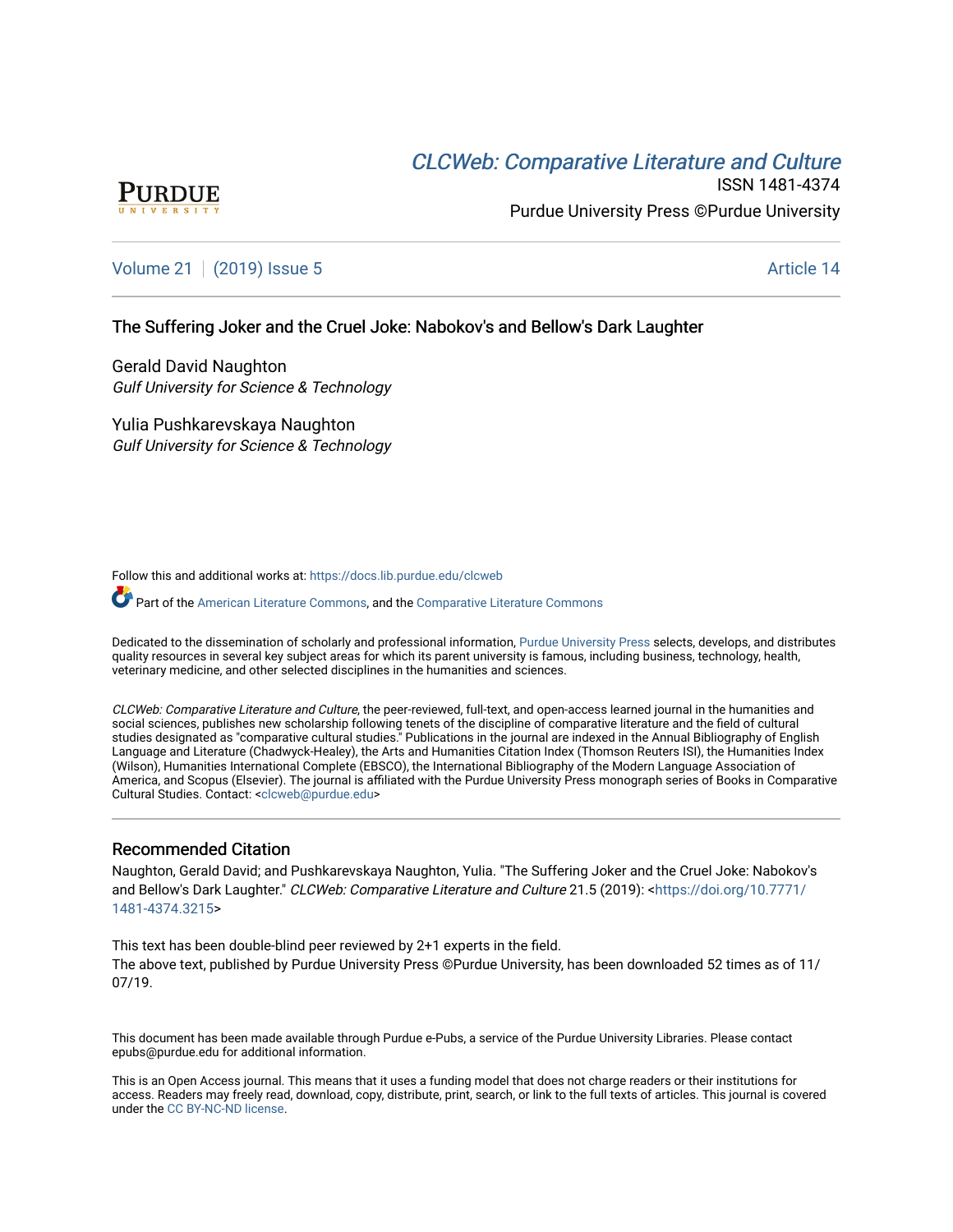CLCWeb: Comparative Literature and Culture

ISSN 1481-4374

Purdue University Press ©Purdue University

Volume 21 | (2019) Issue 5 Article 14

## The Suffering Joker and the Cruel Joke: Nabokov's and Bellow's Dark Laughter

Gerald David Naughton
*Gulf University for Science & Technology*

Yulia Pushkarevskaya Naughton
*Gulf University for Science & Technology*

Follow this and additional works at: https://docs.lib.purdue.edu/clcweb

Part of the American Literature Commons, and the Comparative Literature Commons

Dedicated to the dissemination of scholarly and professional information, Purdue University Press selects, develops, and distributes quality resources in several key subject areas for which its parent university is famous, including business, technology, health, veterinary medicine, and other selected disciplines in the humanities and sciences.

*CLCWeb: Comparative Literature and Culture*, the peer-reviewed, full-text, and open-access learned journal in the humanities and social sciences, publishes new scholarship following tenets of the discipline of comparative literature and the field of cultural studies designated as "comparative cultural studies." Publications in the journal are indexed in the Annual Bibliography of English Language and Literature (Chadwyck-Healey), the Arts and Humanities Citation Index (Thomson Reuters ISI), the Humanities Index (Wilson), Humanities International Complete (EBSCO), the International Bibliography of the Modern Language Association of America, and Scopus (Elsevier). The journal is affiliated with the Purdue University Press monograph series of Books in Comparative Cultural Studies. Contact: <clcweb@purdue.edu>

### Recommended Citation

Naughton, Gerald David; and Pushkarevskaya Naughton, Yulia. "The Suffering Joker and the Cruel Joke: Nabokov's and Bellow's Dark Laughter." *CLCWeb: Comparative Literature and Culture* 21.5 (2019): <https://doi.org/10.7771/1481-4374.3215>

This text has been double-blind peer reviewed by 2+1 experts in the field.
The above text, published by Purdue University Press ©Purdue University, has been downloaded 52 times as of 11/07/19.

This document has been made available through Purdue e-Pubs, a service of the Purdue University Libraries. Please contact epubs@purdue.edu for additional information.

This is an Open Access journal. This means that it uses a funding model that does not charge readers or their institutions for access. Readers may freely read, download, copy, distribute, print, search, or link to the full texts of articles. This journal is covered under the CC BY-NC-ND license.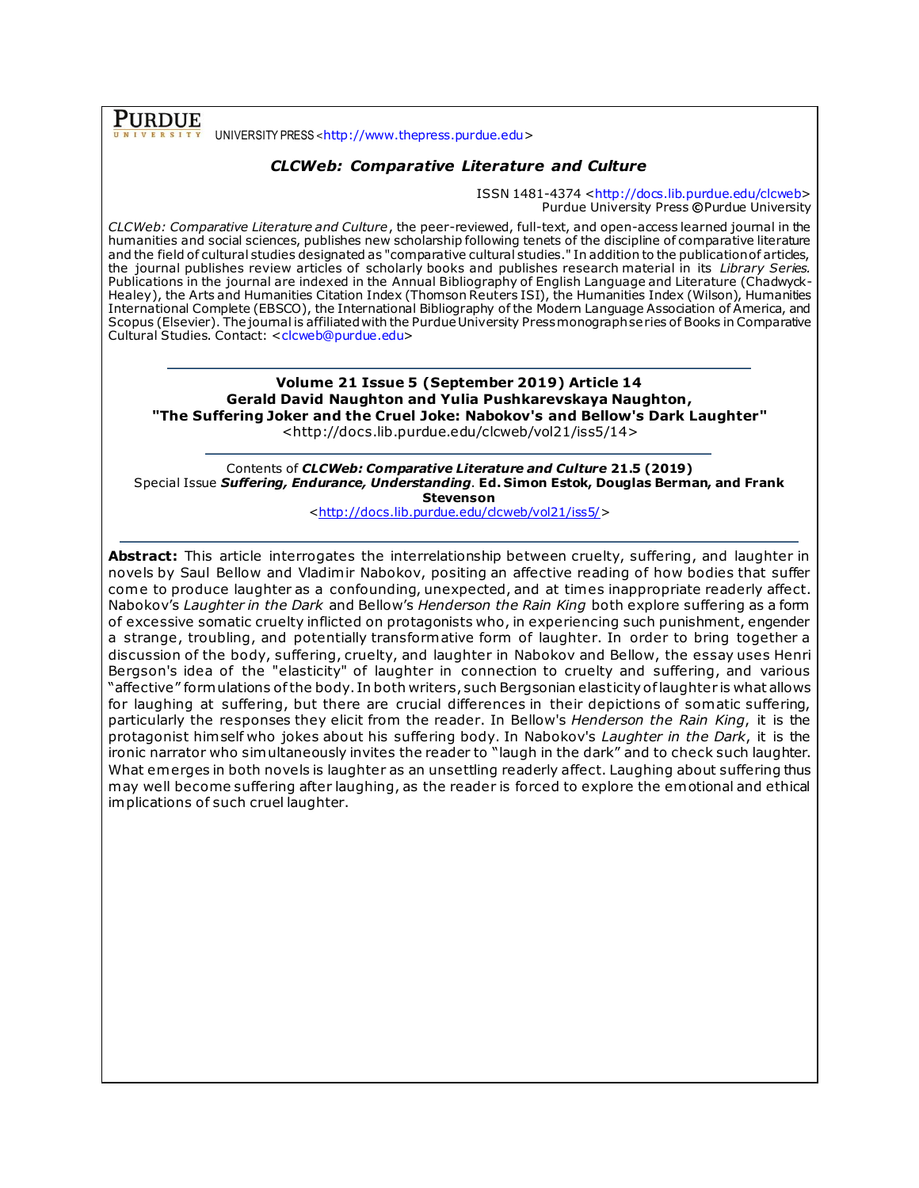PURDUE UNIVERSITY PRESS <http://www.thepress.purdue.edu>

## *CLCWeb: Comparative Literature and Culture*

ISSN 1481-4374 <http://docs.lib.purdue.edu/clcweb>
Purdue University Press ©Purdue University

*CLCWeb: Comparative Literature and Culture*, the peer-reviewed, full-text, and open-access learned journal in the humanities and social sciences, publishes new scholarship following tenets of the discipline of comparative literature and the field of cultural studies designated as "comparative cultural studies." In addition to the publication of articles, the journal publishes review articles of scholarly books and publishes research material in its *Library Series.* Publications in the journal are indexed in the Annual Bibliography of English Language and Literature (Chadwyck-Healey), the Arts and Humanities Citation Index (Thomson Reuters ISI), the Humanities Index (Wilson), Humanities International Complete (EBSCO), the International Bibliography of the Modern Language Association of America, and Scopus (Elsevier). The journal is affiliated with the Purdue University Press monograph series of Books in Comparative Cultural Studies. Contact: <clcweb@purdue.edu>

---

**Volume 21 Issue 5 (September 2019) Article 14**
**Gerald David Naughton and Yulia Pushkarevskaya Naughton,**
**"The Suffering Joker and the Cruel Joke: Nabokov's and Bellow's Dark Laughter"**
<http://docs.lib.purdue.edu/clcweb/vol21/iss5/14>

---

Contents of ***CLCWeb: Comparative Literature and Culture* 21.5 (2019)**
Special Issue ***Suffering, Endurance, Understanding*. Ed. Simon Estok, Douglas Berman, and Frank Stevenson**
<http://docs.lib.purdue.edu/clcweb/vol21/iss5/>

---

**Abstract:** This article interrogates the interrelationship between cruelty, suffering, and laughter in novels by Saul Bellow and Vladimir Nabokov, positing an affective reading of how bodies that suffer come to produce laughter as a confounding, unexpected, and at times inappropriate readerly affect. Nabokov's *Laughter in the Dark* and Bellow's *Henderson the Rain King* both explore suffering as a form of excessive somatic cruelty inflicted on protagonists who, in experiencing such punishment, engender a strange, troubling, and potentially transformative form of laughter. In order to bring together a discussion of the body, suffering, cruelty, and laughter in Nabokov and Bellow, the essay uses Henri Bergson's idea of the "elasticity" of laughter in connection to cruelty and suffering, and various "affective" formulations of the body. In both writers, such Bergsonian elasticity of laughter is what allows for laughing at suffering, but there are crucial differences in their depictions of somatic suffering, particularly the responses they elicit from the reader. In Bellow's *Henderson the Rain King*, it is the protagonist himself who jokes about his suffering body. In Nabokov's *Laughter in the Dark*, it is the ironic narrator who simultaneously invites the reader to "laugh in the dark" and to check such laughter. What emerges in both novels is laughter as an unsettling readerly affect. Laughing about suffering thus may well become suffering after laughing, as the reader is forced to explore the emotional and ethical implications of such cruel laughter.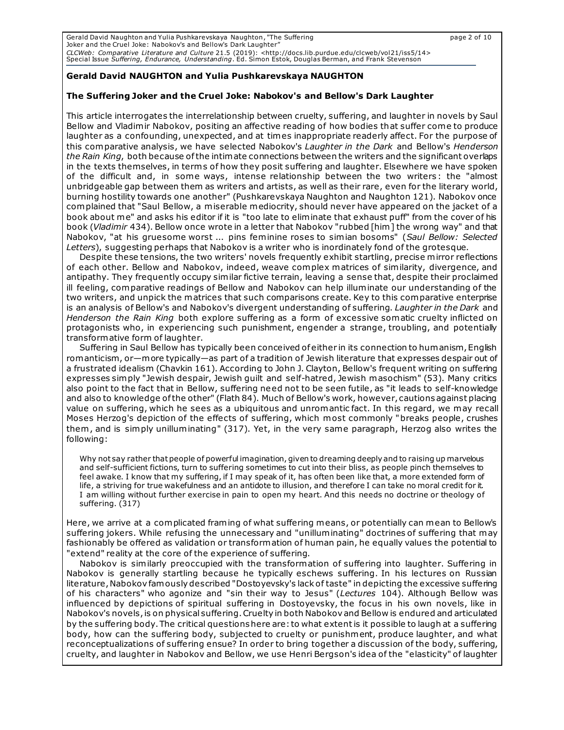**Gerald David NAUGHTON and Yulia Pushkarevskaya NAUGHTON**

**The Suffering Joker and the Cruel Joke: Nabokov's and Bellow's Dark Laughter**

This article interrogates the interrelationship between cruelty, suffering, and laughter in novels by Saul Bellow and Vladimir Nabokov, positing an affective reading of how bodies that suffer come to produce laughter as a confounding, unexpected, and at times inappropriate readerly affect. For the purpose of this comparative analysis, we have selected Nabokov's *Laughter in the Dark* and Bellow's *Henderson the Rain King*, both because of the intimate connections between the writers and the significant overlaps in the texts themselves, in terms of how they posit suffering and laughter. Elsewhere we have spoken of the difficult and, in some ways, intense relationship between the two writers: the "almost unbridgeable gap between them as writers and artists, as well as their rare, even for the literary world, burning hostility towards one another" (Pushkarevskaya Naughton and Naughton 121). Nabokov once complained that "Saul Bellow, a miserable mediocrity, should never have appeared on the jacket of a book about me" and asks his editor if it is "too late to eliminate that exhaust puff" from the cover of his book (*Vladimir* 434). Bellow once wrote in a letter that Nabokov "rubbed [him] the wrong way" and that Nabokov, "at his gruesome worst ... pins feminine roses to simian bosoms" (*Saul Bellow: Selected Letters*), suggesting perhaps that Nabokov is a writer who is inordinately fond of the grotesque.

Despite these tensions, the two writers' novels frequently exhibit startling, precise mirror reflections of each other. Bellow and Nabokov, indeed, weave complex matrices of similarity, divergence, and antipathy. They frequently occupy similar fictive terrain, leaving a sense that, despite their proclaimed ill feeling, comparative readings of Bellow and Nabokov can help illuminate our understanding of the two writers, and unpick the matrices that such comparisons create. Key to this comparative enterprise is an analysis of Bellow's and Nabokov's divergent understanding of suffering. *Laughter in the Dark* and *Henderson the Rain King* both explore suffering as a form of excessive somatic cruelty inflicted on protagonists who, in experiencing such punishment, engender a strange, troubling, and potentially transformative form of laughter.

Suffering in Saul Bellow has typically been conceived of either in its connection to humanism, English romanticism, or—more typically—as part of a tradition of Jewish literature that expresses despair out of a frustrated idealism (Chavkin 161). According to John J. Clayton, Bellow's frequent writing on suffering expresses simply "Jewish despair, Jewish guilt and self-hatred, Jewish masochism" (53). Many critics also point to the fact that in Bellow, suffering need not to be seen futile, as "it leads to self-knowledge and also to knowledge of the other" (Flath 84). Much of Bellow's work, however, cautions against placing value on suffering, which he sees as a ubiquitous and unromantic fact. In this regard, we may recall Moses Herzog's depiction of the effects of suffering, which most commonly "breaks people, crushes them, and is simply unilluminating" (317). Yet, in the very same paragraph, Herzog also writes the following:

> Why not say rather that people of powerful imagination, given to dreaming deeply and to raising up marvelous and self-sufficient fictions, turn to suffering sometimes to cut into their bliss, as people pinch themselves to feel awake. I know that my suffering, if I may speak of it, has often been like that, a more extended form of life, a striving for true wakefulness and an antidote to illusion, and therefore I can take no moral credit for it. I am willing without further exercise in pain to open my heart. And this needs no doctrine or theology of suffering. (317)

Here, we arrive at a complicated framing of what suffering means, or potentially can mean to Bellow's suffering jokers. While refusing the unnecessary and "unilluminating" doctrines of suffering that may fashionably be offered as validation or transformation of human pain, he equally values the potential to "extend" reality at the core of the experience of suffering.

Nabokov is similarly preoccupied with the transformation of suffering into laughter. Suffering in Nabokov is generally startling because he typically eschews suffering. In his lectures on Russian literature, Nabokov famously described "Dostoyevsky's lack of taste" in depicting the excessive suffering of his characters" who agonize and "sin their way to Jesus" (*Lectures* 104). Although Bellow was influenced by depictions of spiritual suffering in Dostoyevsky, the focus in his own novels, like in Nabokov's novels, is on physical suffering. Cruelty in both Nabokov and Bellow is endured and articulated by the suffering body. The critical questions here are: to what extent is it possible to laugh at a suffering body, how can the suffering body, subjected to cruelty or punishment, produce laughter, and what reconceptualizations of suffering ensue? In order to bring together a discussion of the body, suffering, cruelty, and laughter in Nabokov and Bellow, we use Henri Bergson's idea of the "elasticity" of laughter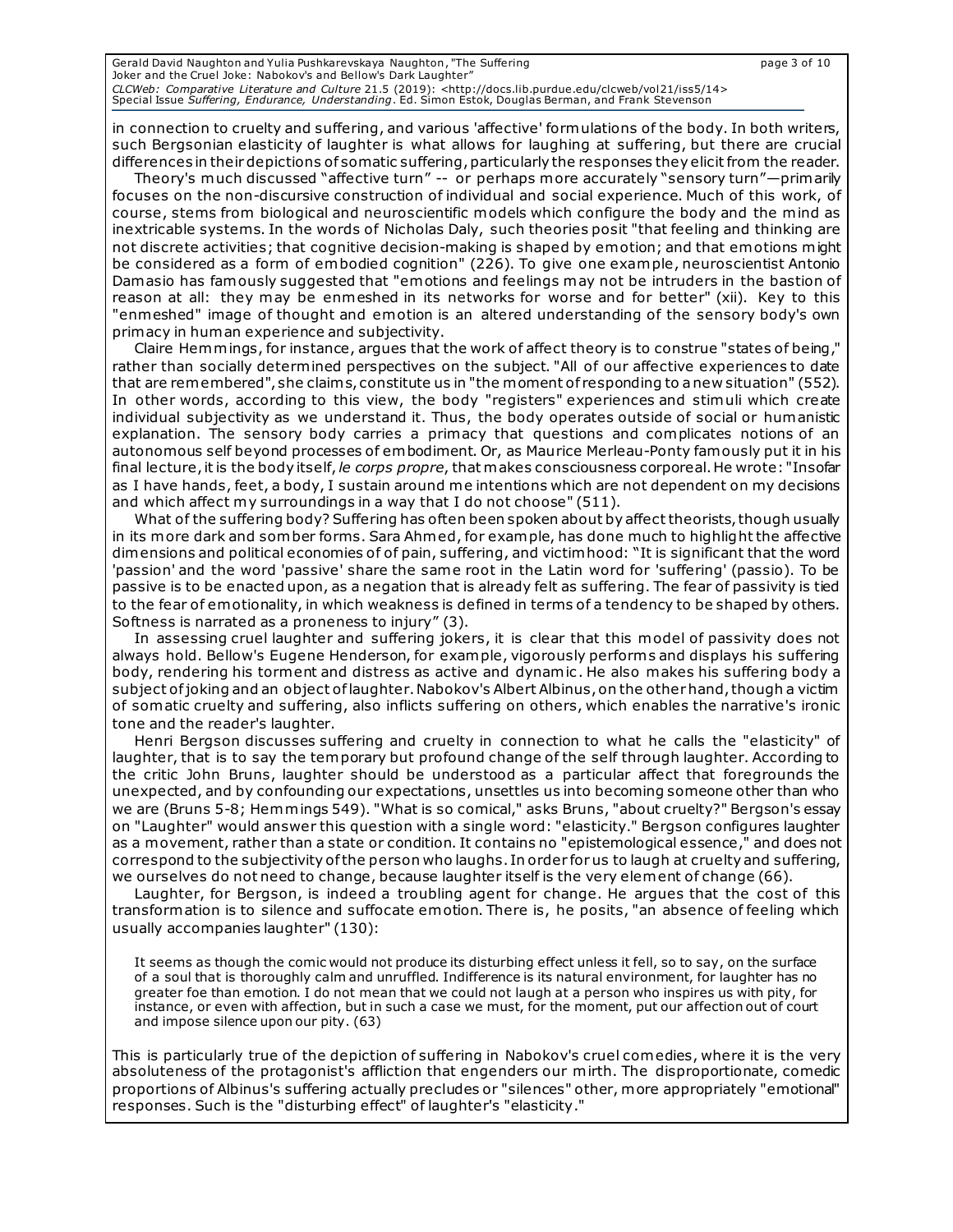in connection to cruelty and suffering, and various 'affective' formulations of the body. In both writers, such Bergsonian elasticity of laughter is what allows for laughing at suffering, but there are crucial differences in their depictions of somatic suffering, particularly the responses they elicit from the reader.

Theory's much discussed "affective turn" -- or perhaps more accurately "sensory turn"—primarily focuses on the non-discursive construction of individual and social experience. Much of this work, of course, stems from biological and neuroscientific models which configure the body and the mind as inextricable systems. In the words of Nicholas Daly, such theories posit "that feeling and thinking are not discrete activities; that cognitive decision-making is shaped by emotion; and that emotions might be considered as a form of embodied cognition" (226). To give one example, neuroscientist Antonio Damasio has famously suggested that "emotions and feelings may not be intruders in the bastion of reason at all: they may be enmeshed in its networks for worse and for better" (xii). Key to this "enmeshed" image of thought and emotion is an altered understanding of the sensory body's own primacy in human experience and subjectivity.

Claire Hemmings, for instance, argues that the work of affect theory is to construe "states of being," rather than socially determined perspectives on the subject. "All of our affective experiences to date that are remembered", she claims, constitute us in "the moment of responding to a new situation" (552). In other words, according to this view, the body "registers" experiences and stimuli which create individual subjectivity as we understand it. Thus, the body operates outside of social or humanistic explanation. The sensory body carries a primacy that questions and complicates notions of an autonomous self beyond processes of embodiment. Or, as Maurice Merleau-Ponty famously put it in his final lecture, it is the body itself, *le corps propre*, that makes consciousness corporeal. He wrote: "Insofar as I have hands, feet, a body, I sustain around me intentions which are not dependent on my decisions and which affect my surroundings in a way that I do not choose" (511).

What of the suffering body? Suffering has often been spoken about by affect theorists, though usually in its more dark and somber forms. Sara Ahmed, for example, has done much to highlight the affective dimensions and political economies of of pain, suffering, and victimhood: "It is significant that the word 'passion' and the word 'passive' share the same root in the Latin word for 'suffering' (passio). To be passive is to be enacted upon, as a negation that is already felt as suffering. The fear of passivity is tied to the fear of emotionality, in which weakness is defined in terms of a tendency to be shaped by others. Softness is narrated as a proneness to injury" (3).

In assessing cruel laughter and suffering jokers, it is clear that this model of passivity does not always hold. Bellow's Eugene Henderson, for example, vigorously performs and displays his suffering body, rendering his torment and distress as active and dynamic. He also makes his suffering body a subject of joking and an object of laughter. Nabokov's Albert Albinus, on the other hand, though a victim of somatic cruelty and suffering, also inflicts suffering on others, which enables the narrative's ironic tone and the reader's laughter.

Henri Bergson discusses suffering and cruelty in connection to what he calls the "elasticity" of laughter, that is to say the temporary but profound change of the self through laughter. According to the critic John Bruns, laughter should be understood as a particular affect that foregrounds the unexpected, and by confounding our expectations, unsettles us into becoming someone other than who we are (Bruns 5-8; Hemmings 549). "What is so comical," asks Bruns, "about cruelty?" Bergson's essay on "Laughter" would answer this question with a single word: "elasticity." Bergson configures laughter as a movement, rather than a state or condition. It contains no "epistemological essence," and does not correspond to the subjectivity of the person who laughs. In order for us to laugh at cruelty and suffering, we ourselves do not need to change, because laughter itself is the very element of change (66).

Laughter, for Bergson, is indeed a troubling agent for change. He argues that the cost of this transformation is to silence and suffocate emotion. There is, he posits, "an absence of feeling which usually accompanies laughter" (130):

> It seems as though the comic would not produce its disturbing effect unless it fell, so to say, on the surface of a soul that is thoroughly calm and unruffled. Indifference is its natural environment, for laughter has no greater foe than emotion. I do not mean that we could not laugh at a person who inspires us with pity, for instance, or even with affection, but in such a case we must, for the moment, put our affection out of court and impose silence upon our pity. (63)

This is particularly true of the depiction of suffering in Nabokov's cruel comedies, where it is the very absoluteness of the protagonist's affliction that engenders our mirth. The disproportionate, comedic proportions of Albinus's suffering actually precludes or "silences" other, more appropriately "emotional" responses. Such is the "disturbing effect" of laughter's "elasticity."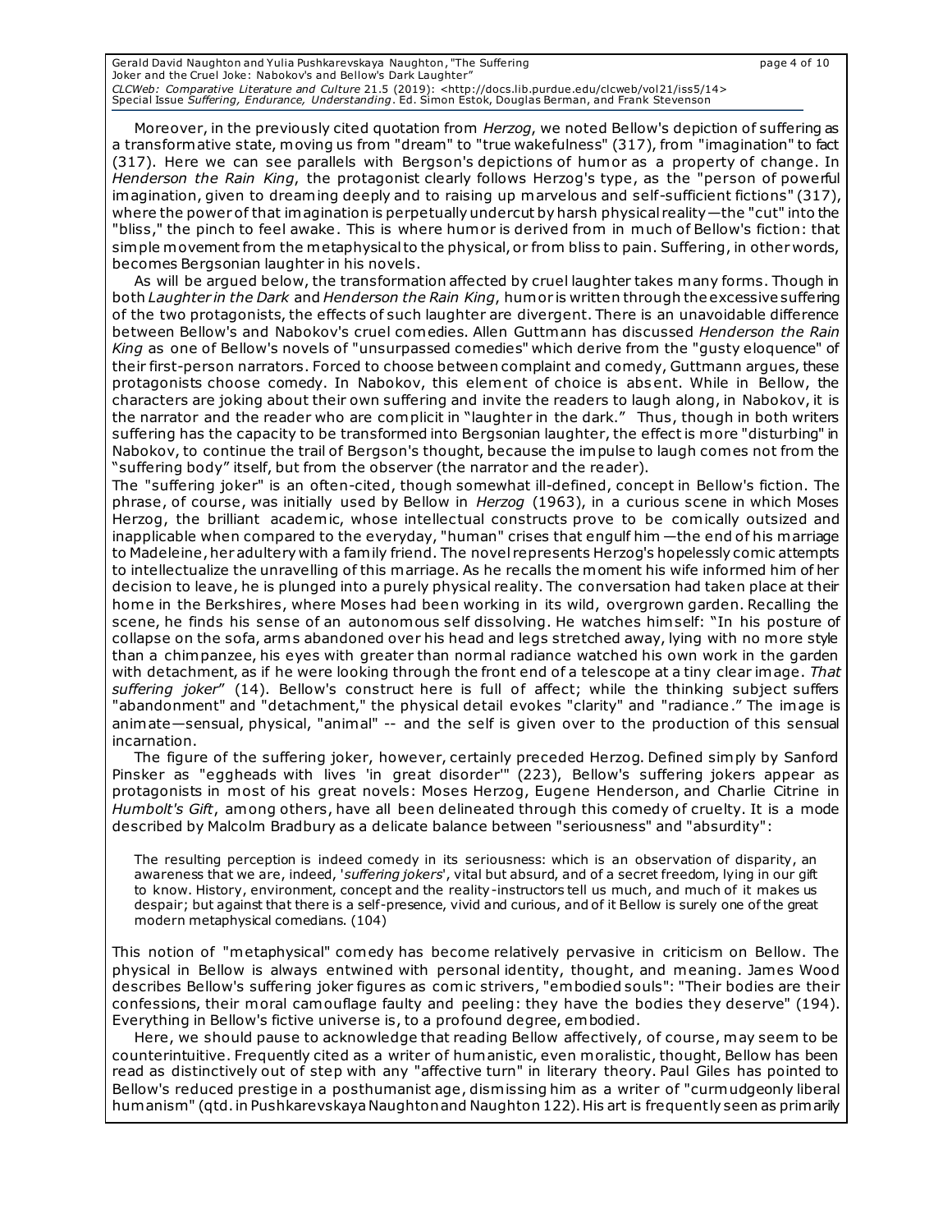Moreover, in the previously cited quotation from *Herzog*, we noted Bellow's depiction of suffering as a transformative state, moving us from "dream" to "true wakefulness" (317), from "imagination" to fact (317). Here we can see parallels with Bergson's depictions of humor as a property of change. In *Henderson the Rain King*, the protagonist clearly follows Herzog's type, as the "person of powerful imagination, given to dreaming deeply and to raising up marvelous and self-sufficient fictions" (317), where the power of that imagination is perpetually undercut by harsh physical reality—the "cut" into the "bliss," the pinch to feel awake. This is where humor is derived from in much of Bellow's fiction: that simple movement from the metaphysical to the physical, or from bliss to pain. Suffering, in other words, becomes Bergsonian laughter in his novels.

As will be argued below, the transformation affected by cruel laughter takes many forms. Though in both *Laughter in the Dark* and *Henderson the Rain King*, humor is written through the excessive suffering of the two protagonists, the effects of such laughter are divergent. There is an unavoidable difference between Bellow's and Nabokov's cruel comedies. Allen Guttmann has discussed *Henderson the Rain King* as one of Bellow's novels of "unsurpassed comedies" which derive from the "gusty eloquence" of their first-person narrators. Forced to choose between complaint and comedy, Guttmann argues, these protagonists choose comedy. In Nabokov, this element of choice is absent. While in Bellow, the characters are joking about their own suffering and invite the readers to laugh along, in Nabokov, it is the narrator and the reader who are complicit in "laughter in the dark." Thus, though in both writers suffering has the capacity to be transformed into Bergsonian laughter, the effect is more "disturbing" in Nabokov, to continue the trail of Bergson's thought, because the impulse to laugh comes not from the "suffering body" itself, but from the observer (the narrator and the reader).

The "suffering joker" is an often-cited, though somewhat ill-defined, concept in Bellow's fiction. The phrase, of course, was initially used by Bellow in *Herzog* (1963), in a curious scene in which Moses Herzog, the brilliant academic, whose intellectual constructs prove to be comically outsized and inapplicable when compared to the everyday, "human" crises that engulf him—the end of his marriage to Madeleine, her adultery with a family friend. The novel represents Herzog's hopelessly comic attempts to intellectualize the unravelling of this marriage. As he recalls the moment his wife informed him of her decision to leave, he is plunged into a purely physical reality. The conversation had taken place at their home in the Berkshires, where Moses had been working in its wild, overgrown garden. Recalling the scene, he finds his sense of an autonomous self dissolving. He watches himself: "In his posture of collapse on the sofa, arms abandoned over his head and legs stretched away, lying with no more style than a chimpanzee, his eyes with greater than normal radiance watched his own work in the garden with detachment, as if he were looking through the front end of a telescope at a tiny clear image. *That suffering joker*" (14). Bellow's construct here is full of affect; while the thinking subject suffers "abandonment" and "detachment," the physical detail evokes "clarity" and "radiance." The image is animate—sensual, physical, "animal" -- and the self is given over to the production of this sensual incarnation.

The figure of the suffering joker, however, certainly preceded Herzog. Defined simply by Sanford Pinsker as "eggheads with lives 'in great disorder'" (223), Bellow's suffering jokers appear as protagonists in most of his great novels: Moses Herzog, Eugene Henderson, and Charlie Citrine in *Humbolt's Gift*, among others, have all been delineated through this comedy of cruelty. It is a mode described by Malcolm Bradbury as a delicate balance between "seriousness" and "absurdity":

> The resulting perception is indeed comedy in its seriousness: which is an observation of disparity, an awareness that we are, indeed, '*suffering jokers*', vital but absurd, and of a secret freedom, lying in our gift to know. History, environment, concept and the reality-instructors tell us much, and much of it makes us despair; but against that there is a self-presence, vivid and curious, and of it Bellow is surely one of the great modern metaphysical comedians. (104)

This notion of "metaphysical" comedy has become relatively pervasive in criticism on Bellow. The physical in Bellow is always entwined with personal identity, thought, and meaning. James Wood describes Bellow's suffering joker figures as comic strivers, "embodied souls": "Their bodies are their confessions, their moral camouflage faulty and peeling: they have the bodies they deserve" (194). Everything in Bellow's fictive universe is, to a profound degree, embodied.

Here, we should pause to acknowledge that reading Bellow affectively, of course, may seem to be counterintuitive. Frequently cited as a writer of humanistic, even moralistic, thought, Bellow has been read as distinctively out of step with any "affective turn" in literary theory. Paul Giles has pointed to Bellow's reduced prestige in a posthumanist age, dismissing him as a writer of "curmudgeonly liberal humanism" (qtd. in Pushkarevskaya Naughton and Naughton 122). His art is frequently seen as primarily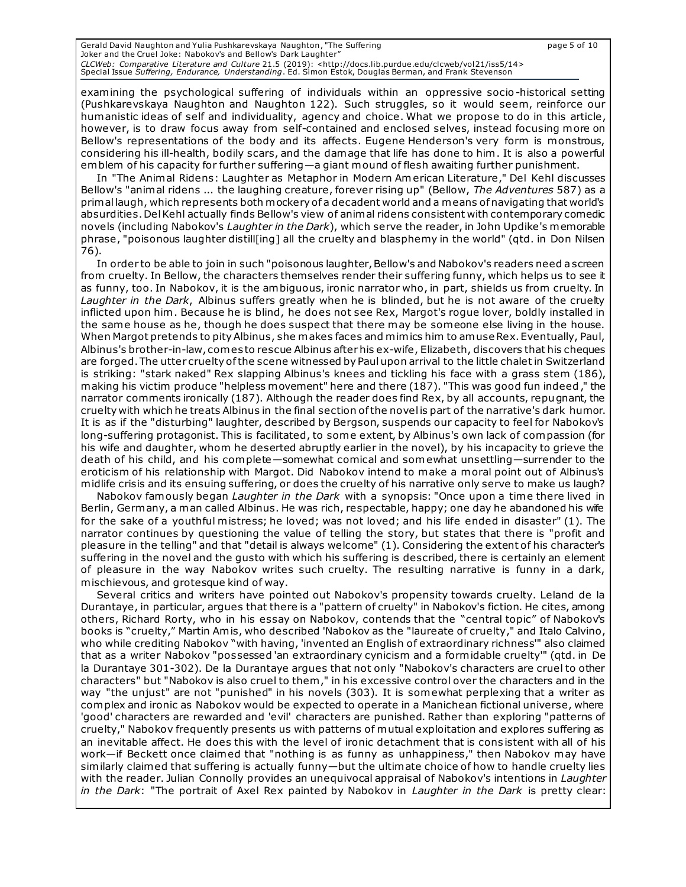examining the psychological suffering of individuals within an oppressive socio-historical setting (Pushkarevskaya Naughton and Naughton 122). Such struggles, so it would seem, reinforce our humanistic ideas of self and individuality, agency and choice. What we propose to do in this article, however, is to draw focus away from self-contained and enclosed selves, instead focusing more on Bellow's representations of the body and its affects. Eugene Henderson's very form is monstrous, considering his ill-health, bodily scars, and the damage that life has done to him. It is also a powerful emblem of his capacity for further suffering—a giant mound of flesh awaiting further punishment.

In "The Animal Ridens: Laughter as Metaphor in Modern American Literature," Del Kehl discusses Bellow's "animal ridens ... the laughing creature, forever rising up" (Bellow, *The Adventures* 587) as a primal laugh, which represents both mockery of a decadent world and a means of navigating that world's absurdities. Del Kehl actually finds Bellow's view of animal ridens consistent with contemporary comedic novels (including Nabokov's *Laughter in the Dark*), which serve the reader, in John Updike's memorable phrase, "poisonous laughter distill[ing] all the cruelty and blasphemy in the world" (qtd. in Don Nilsen 76).

In order to be able to join in such "poisonous laughter, Bellow's and Nabokov's readers need a screen from cruelty. In Bellow, the characters themselves render their suffering funny, which helps us to see it as funny, too. In Nabokov, it is the ambiguous, ironic narrator who, in part, shields us from cruelty. In *Laughter in the Dark*, Albinus suffers greatly when he is blinded, but he is not aware of the cruelty inflicted upon him. Because he is blind, he does not see Rex, Margot's rogue lover, boldly installed in the same house as he, though he does suspect that there may be someone else living in the house. When Margot pretends to pity Albinus, she makes faces and mimics him to amuse Rex. Eventually, Paul, Albinus's brother-in-law, comes to rescue Albinus after his ex-wife, Elizabeth, discovers that his cheques are forged. The utter cruelty of the scene witnessed by Paul upon arrival to the little chalet in Switzerland is striking: "stark naked" Rex slapping Albinus's knees and tickling his face with a grass stem (186), making his victim produce "helpless movement" here and there (187). "This was good fun indeed," the narrator comments ironically (187). Although the reader does find Rex, by all accounts, repugnant, the cruelty with which he treats Albinus in the final section of the novel is part of the narrative's dark humor. It is as if the "disturbing" laughter, described by Bergson, suspends our capacity to feel for Nabokov's long-suffering protagonist. This is facilitated, to some extent, by Albinus's own lack of compassion (for his wife and daughter, whom he deserted abruptly earlier in the novel), by his incapacity to grieve the death of his child, and his complete—somewhat comical and somewhat unsettling—surrender to the eroticism of his relationship with Margot. Did Nabokov intend to make a moral point out of Albinus's midlife crisis and its ensuing suffering, or does the cruelty of his narrative only serve to make us laugh?

Nabokov famously began *Laughter in the Dark* with a synopsis: "Once upon a time there lived in Berlin, Germany, a man called Albinus. He was rich, respectable, happy; one day he abandoned his wife for the sake of a youthful mistress; he loved; was not loved; and his life ended in disaster" (1). The narrator continues by questioning the value of telling the story, but states that there is "profit and pleasure in the telling" and that "detail is always welcome" (1). Considering the extent of his character's suffering in the novel and the gusto with which his suffering is described, there is certainly an element of pleasure in the way Nabokov writes such cruelty. The resulting narrative is funny in a dark, mischievous, and grotesque kind of way.

Several critics and writers have pointed out Nabokov's propensity towards cruelty. Leland de la Durantaye, in particular, argues that there is a "pattern of cruelty" in Nabokov's fiction. He cites, among others, Richard Rorty, who in his essay on Nabokov, contends that the "central topic" of Nabokov's books is "cruelty," Martin Amis, who described 'Nabokov as the "laureate of cruelty," and Italo Calvino, who while crediting Nabokov "with having, 'invented an English of extraordinary richness'" also claimed that as a writer Nabokov "possessed 'an extraordinary cynicism and a formidable cruelty'" (qtd. in De la Durantaye 301-302). De la Durantaye argues that not only "Nabokov's characters are cruel to other characters" but "Nabokov is also cruel to them," in his excessive control over the characters and in the way "the unjust" are not "punished" in his novels (303). It is somewhat perplexing that a writer as complex and ironic as Nabokov would be expected to operate in a Manichean fictional universe, where 'good' characters are rewarded and 'evil' characters are punished. Rather than exploring "patterns of cruelty," Nabokov frequently presents us with patterns of mutual exploitation and explores suffering as an inevitable affect. He does this with the level of ironic detachment that is consistent with all of his work—if Beckett once claimed that "nothing is as funny as unhappiness," then Nabokov may have similarly claimed that suffering is actually funny—but the ultimate choice of how to handle cruelty lies with the reader. Julian Connolly provides an unequivocal appraisal of Nabokov's intentions in *Laughter in the Dark*: "The portrait of Axel Rex painted by Nabokov in *Laughter in the Dark* is pretty clear: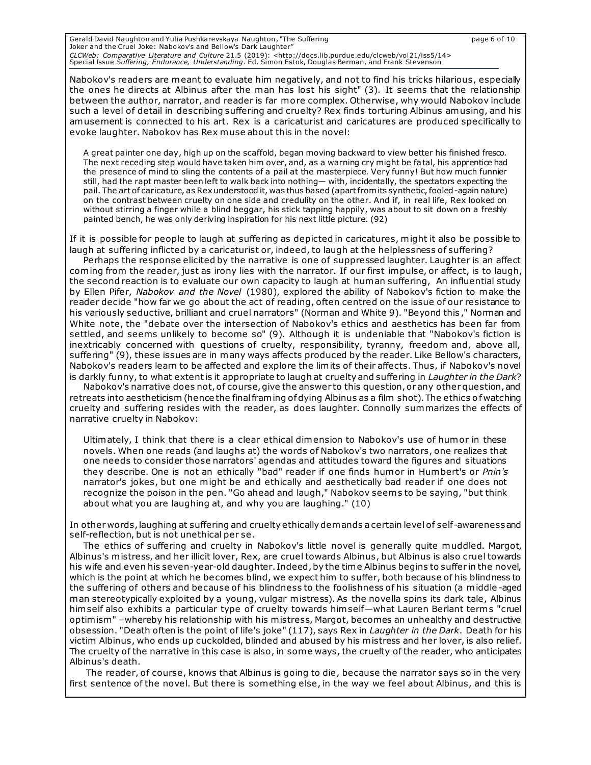Nabokov's readers are meant to evaluate him negatively, and not to find his tricks hilarious, especially the ones he directs at Albinus after the man has lost his sight" (3). It seems that the relationship between the author, narrator, and reader is far more complex. Otherwise, why would Nabokov include such a level of detail in describing suffering and cruelty? Rex finds torturing Albinus amusing, and his amusement is connected to his art. Rex is a caricaturist and caricatures are produced specifically to evoke laughter. Nabokov has Rex muse about this in the novel:

> A great painter one day, high up on the scaffold, began moving backward to view better his finished fresco. The next receding step would have taken him over, and, as a warning cry might be fatal, his apprentice had the presence of mind to sling the contents of a pail at the masterpiece. Very funny! But how much funnier still, had the rapt master been left to walk back into nothing— with, incidentally, the spectators expecting the pail. The art of caricature, as Rex understood it, was thus based (apart from its synthetic, fooled-again nature) on the contrast between cruelty on one side and credulity on the other. And if, in real life, Rex looked on without stirring a finger while a blind beggar, his stick tapping happily, was about to sit down on a freshly painted bench, he was only deriving inspiration for his next little picture. (92)

If it is possible for people to laugh at suffering as depicted in caricatures, might it also be possible to laugh at suffering inflicted by a caricaturist or, indeed, to laugh at the helplessness of suffering?

Perhaps the response elicited by the narrative is one of suppressed laughter. Laughter is an affect coming from the reader, just as irony lies with the narrator. If our first impulse, or affect, is to laugh, the second reaction is to evaluate our own capacity to laugh at human suffering, An influential study by Ellen Pifer, *Nabokov and the Novel* (1980), explored the ability of Nabokov's fiction to make the reader decide "how far we go about the act of reading, often centred on the issue of our resistance to his variously seductive, brilliant and cruel narrators" (Norman and White 9). "Beyond this," Norman and White note, the "debate over the intersection of Nabokov's ethics and aesthetics has been far from settled, and seems unlikely to become so" (9). Although it is undeniable that "Nabokov's fiction is inextricably concerned with questions of cruelty, responsibility, tyranny, freedom and, above all, suffering" (9), these issues are in many ways affects produced by the reader. Like Bellow's characters, Nabokov's readers learn to be affected and explore the limits of their affects. Thus, if Nabokov's novel is darkly funny, to what extent is it appropriate to laugh at cruelty and suffering in *Laughter in the Dark*?

Nabokov's narrative does not, of course, give the answer to this question, or any other question, and retreats into aestheticism (hence the final framing of dying Albinus as a film shot). The ethics of watching cruelty and suffering resides with the reader, as does laughter. Connolly summarizes the effects of narrative cruelty in Nabokov:

> Ultimately, I think that there is a clear ethical dimension to Nabokov's use of humor in these novels. When one reads (and laughs at) the words of Nabokov's two narrators, one realizes that one needs to consider those narrators' agendas and attitudes toward the figures and situations they describe. One is not an ethically "bad" reader if one finds humor in Humbert's or *Pnin's* narrator's jokes, but one might be and ethically and aesthetically bad reader if one does not recognize the poison in the pen. "Go ahead and laugh," Nabokov seems to be saying, "but think about what you are laughing at, and why you are laughing." (10)

In other words, laughing at suffering and cruelty ethically demands a certain level of self-awareness and self-reflection, but is not unethical per se.

The ethics of suffering and cruelty in Nabokov's little novel is generally quite muddled. Margot, Albinus's mistress, and her illicit lover, Rex, are cruel towards Albinus, but Albinus is also cruel towards his wife and even his seven-year-old daughter. Indeed, by the time Albinus begins to suffer in the novel, which is the point at which he becomes blind, we expect him to suffer, both because of his blindness to the suffering of others and because of his blindness to the foolishness of his situation (a middle-aged man stereotypically exploited by a young, vulgar mistress). As the novella spins its dark tale, Albinus himself also exhibits a particular type of cruelty towards himself—what Lauren Berlant terms "cruel optimism" –whereby his relationship with his mistress, Margot, becomes an unhealthy and destructive obsession. "Death often is the point of life's joke" (117), says Rex in *Laughter in the Dark*. Death for his victim Albinus, who ends up cuckolded, blinded and abused by his mistress and her lover, is also relief. The cruelty of the narrative in this case is also, in some ways, the cruelty of the reader, who anticipates Albinus's death.

The reader, of course, knows that Albinus is going to die, because the narrator says so in the very first sentence of the novel. But there is something else, in the way we feel about Albinus, and this is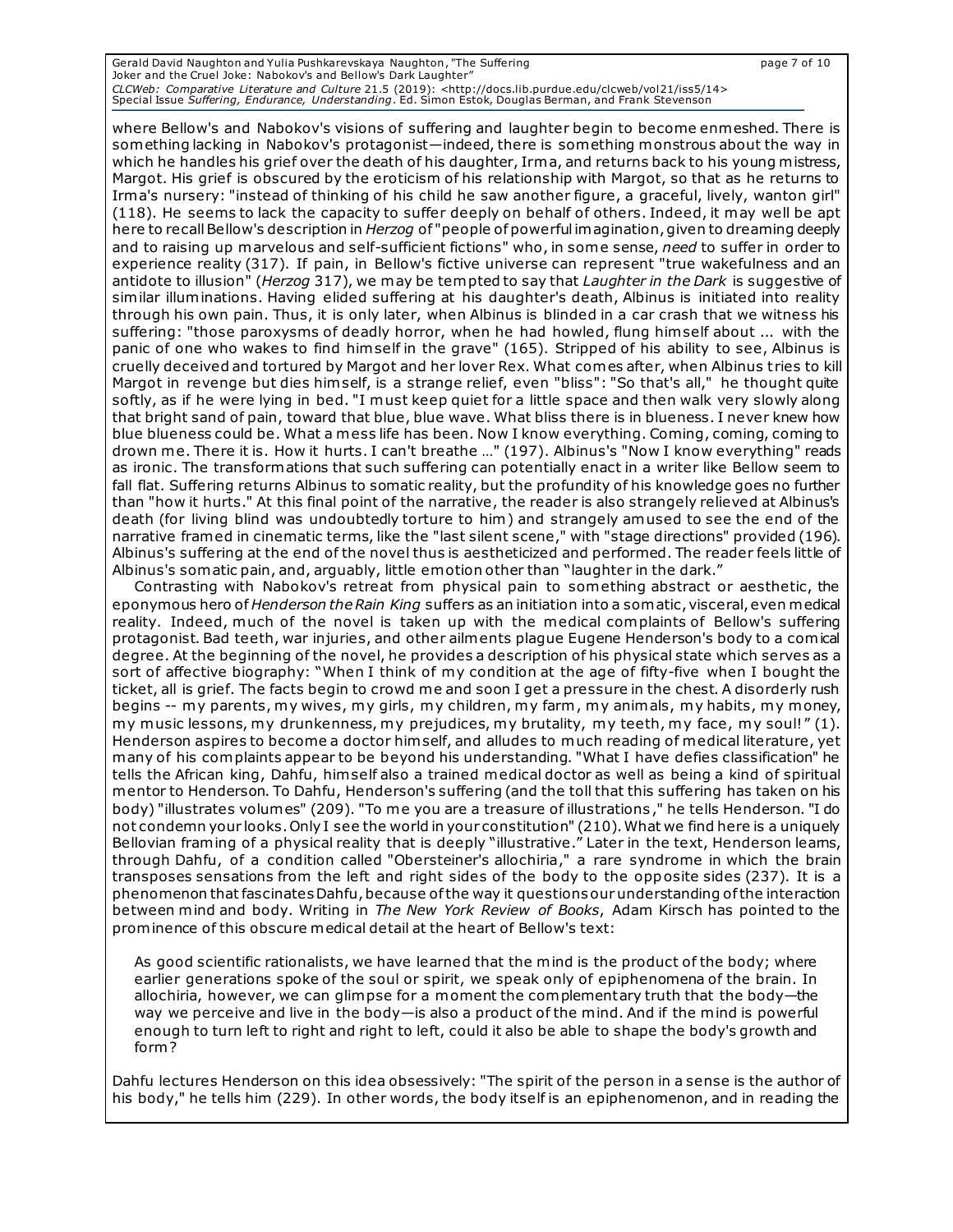where Bellow's and Nabokov's visions of suffering and laughter begin to become enmeshed. There is something lacking in Nabokov's protagonist—indeed, there is something monstrous about the way in which he handles his grief over the death of his daughter, Irma, and returns back to his young mistress, Margot. His grief is obscured by the eroticism of his relationship with Margot, so that as he returns to Irma's nursery: "instead of thinking of his child he saw another figure, a graceful, lively, wanton girl" (118). He seems to lack the capacity to suffer deeply on behalf of others. Indeed, it may well be apt here to recall Bellow's description in *Herzog* of "people of powerful imagination, given to dreaming deeply and to raising up marvelous and self-sufficient fictions" who, in some sense, *need* to suffer in order to experience reality (317). If pain, in Bellow's fictive universe can represent "true wakefulness and an antidote to illusion" (*Herzog* 317), we may be tempted to say that *Laughter in the Dark* is suggestive of similar illuminations. Having elided suffering at his daughter's death, Albinus is initiated into reality through his own pain. Thus, it is only later, when Albinus is blinded in a car crash that we witness his suffering: "those paroxysms of deadly horror, when he had howled, flung himself about ... with the panic of one who wakes to find himself in the grave" (165). Stripped of his ability to see, Albinus is cruelly deceived and tortured by Margot and her lover Rex. What comes after, when Albinus tries to kill Margot in revenge but dies himself, is a strange relief, even "bliss": "So that's all," he thought quite softly, as if he were lying in bed. "I must keep quiet for a little space and then walk very slowly along that bright sand of pain, toward that blue, blue wave. What bliss there is in blueness. I never knew how blue blueness could be. What a mess life has been. Now I know everything. Coming, coming, coming to drown me. There it is. How it hurts. I can't breathe ..." (197). Albinus's "Now I know everything" reads as ironic. The transformations that such suffering can potentially enact in a writer like Bellow seem to fall flat. Suffering returns Albinus to somatic reality, but the profundity of his knowledge goes no further than "how it hurts." At this final point of the narrative, the reader is also strangely relieved at Albinus's death (for living blind was undoubtedly torture to him) and strangely amused to see the end of the narrative framed in cinematic terms, like the "last silent scene," with "stage directions" provided (196). Albinus's suffering at the end of the novel thus is aestheticized and performed. The reader feels little of Albinus's somatic pain, and, arguably, little emotion other than "laughter in the dark."

Contrasting with Nabokov's retreat from physical pain to something abstract or aesthetic, the eponymous hero of *Henderson the Rain King* suffers as an initiation into a somatic, visceral, even medical reality. Indeed, much of the novel is taken up with the medical complaints of Bellow's suffering protagonist. Bad teeth, war injuries, and other ailments plague Eugene Henderson's body to a comical degree. At the beginning of the novel, he provides a description of his physical state which serves as a sort of affective biography: "When I think of my condition at the age of fifty-five when I bought the ticket, all is grief. The facts begin to crowd me and soon I get a pressure in the chest. A disorderly rush begins -- my parents, my wives, my girls, my children, my farm, my animals, my habits, my money, my music lessons, my drunkenness, my prejudices, my brutality, my teeth, my face, my soul!" (1). Henderson aspires to become a doctor himself, and alludes to much reading of medical literature, yet many of his complaints appear to be beyond his understanding. "What I have defies classification" he tells the African king, Dahfu, himself also a trained medical doctor as well as being a kind of spiritual mentor to Henderson. To Dahfu, Henderson's suffering (and the toll that this suffering has taken on his body) "illustrates volumes" (209). "To me you are a treasure of illustrations," he tells Henderson. "I do not condemn your looks. Only I see the world in your constitution" (210). What we find here is a uniquely Bellovian framing of a physical reality that is deeply "illustrative." Later in the text, Henderson learns, through Dahfu, of a condition called "Obersteiner's allochiria," a rare syndrome in which the brain transposes sensations from the left and right sides of the body to the opposite sides (237). It is a phenomenon that fascinates Dahfu, because of the way it questions our understanding of the interaction between mind and body. Writing in *The New York Review of Books*, Adam Kirsch has pointed to the prominence of this obscure medical detail at the heart of Bellow's text:

> As good scientific rationalists, we have learned that the mind is the product of the body; where earlier generations spoke of the soul or spirit, we speak only of epiphenomena of the brain. In allochiria, however, we can glimpse for a moment the complementary truth that the body—the way we perceive and live in the body—is also a product of the mind. And if the mind is powerful enough to turn left to right and right to left, could it also be able to shape the body's growth and form?

Dahfu lectures Henderson on this idea obsessively: "The spirit of the person in a sense is the author of his body," he tells him (229). In other words, the body itself is an epiphenomenon, and in reading the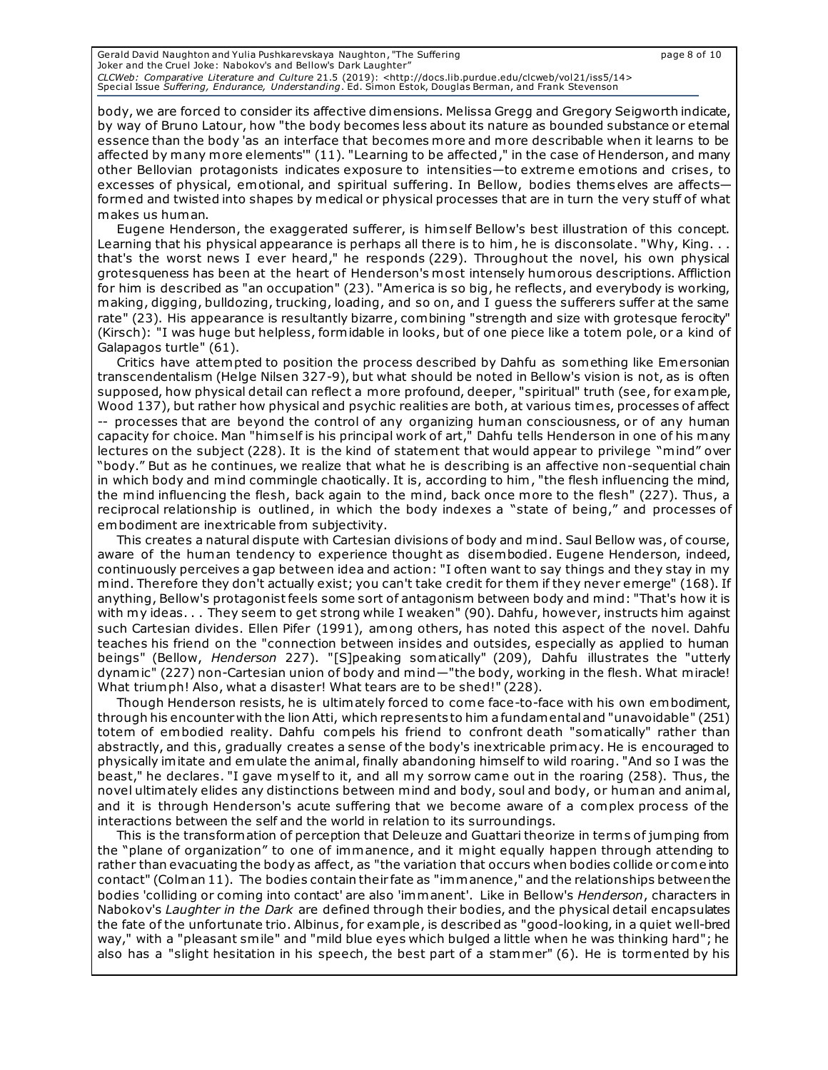body, we are forced to consider its affective dimensions. Melissa Gregg and Gregory Seigworth indicate, by way of Bruno Latour, how "the body becomes less about its nature as bounded substance or eternal essence than the body 'as an interface that becomes more and more describable when it learns to be affected by many more elements'" (11). "Learning to be affected," in the case of Henderson, and many other Bellovian protagonists indicates exposure to intensities—to extreme emotions and crises, to excesses of physical, emotional, and spiritual suffering. In Bellow, bodies themselves are affects—formed and twisted into shapes by medical or physical processes that are in turn the very stuff of what makes us human.

Eugene Henderson, the exaggerated sufferer, is himself Bellow's best illustration of this concept. Learning that his physical appearance is perhaps all there is to him, he is disconsolate. "Why, King. . . that's the worst news I ever heard," he responds (229). Throughout the novel, his own physical grotesqueness has been at the heart of Henderson's most intensely humorous descriptions. Affliction for him is described as "an occupation" (23). "America is so big, he reflects, and everybody is working, making, digging, bulldozing, trucking, loading, and so on, and I guess the sufferers suffer at the same rate" (23). His appearance is resultantly bizarre, combining "strength and size with grotesque ferocity" (Kirsch): "I was huge but helpless, formidable in looks, but of one piece like a totem pole, or a kind of Galapagos turtle" (61).

Critics have attempted to position the process described by Dahfu as something like Emersonian transcendentalism (Helge Nilsen 327-9), but what should be noted in Bellow's vision is not, as is often supposed, how physical detail can reflect a more profound, deeper, "spiritual" truth (see, for example, Wood 137), but rather how physical and psychic realities are both, at various times, processes of affect -- processes that are beyond the control of any organizing human consciousness, or of any human capacity for choice. Man "himself is his principal work of art," Dahfu tells Henderson in one of his many lectures on the subject (228). It is the kind of statement that would appear to privilege "mind" over "body." But as he continues, we realize that what he is describing is an affective non-sequential chain in which body and mind commingle chaotically. It is, according to him, "the flesh influencing the mind, the mind influencing the flesh, back again to the mind, back once more to the flesh" (227). Thus, a reciprocal relationship is outlined, in which the body indexes a "state of being," and processes of embodiment are inextricable from subjectivity.

This creates a natural dispute with Cartesian divisions of body and mind. Saul Bellow was, of course, aware of the human tendency to experience thought as disembodied. Eugene Henderson, indeed, continuously perceives a gap between idea and action: "I often want to say things and they stay in my mind. Therefore they don't actually exist; you can't take credit for them if they never emerge" (168). If anything, Bellow's protagonist feels some sort of antagonism between body and mind: "That's how it is with my ideas. . . They seem to get strong while I weaken" (90). Dahfu, however, instructs him against such Cartesian divides. Ellen Pifer (1991), among others, has noted this aspect of the novel. Dahfu teaches his friend on the "connection between insides and outsides, especially as applied to human beings" (Bellow, *Henderson* 227). "[S]peaking somatically" (209), Dahfu illustrates the "utterly dynamic" (227) non-Cartesian union of body and mind—"the body, working in the flesh. What miracle! What triumph! Also, what a disaster! What tears are to be shed!" (228).

Though Henderson resists, he is ultimately forced to come face-to-face with his own embodiment, through his encounter with the lion Atti, which represents to him a fundamental and "unavoidable" (251) totem of embodied reality. Dahfu compels his friend to confront death "somatically" rather than abstractly, and this, gradually creates a sense of the body's inextricable primacy. He is encouraged to physically imitate and emulate the animal, finally abandoning himself to wild roaring. "And so I was the beast," he declares. "I gave myself to it, and all my sorrow came out in the roaring (258). Thus, the novel ultimately elides any distinctions between mind and body, soul and body, or human and animal, and it is through Henderson's acute suffering that we become aware of a complex process of the interactions between the self and the world in relation to its surroundings.

This is the transformation of perception that Deleuze and Guattari theorize in terms of jumping from the "plane of organization" to one of immanence, and it might equally happen through attending to rather than evacuating the body as affect, as "the variation that occurs when bodies collide or come into contact" (Colman 11). The bodies contain their fate as "immanence," and the relationships between the bodies 'colliding or coming into contact' are also 'immanent'. Like in Bellow's *Henderson*, characters in Nabokov's *Laughter in the Dark* are defined through their bodies, and the physical detail encapsulates the fate of the unfortunate trio. Albinus, for example, is described as "good-looking, in a quiet well-bred way," with a "pleasant smile" and "mild blue eyes which bulged a little when he was thinking hard"; he also has a "slight hesitation in his speech, the best part of a stammer" (6). He is tormented by his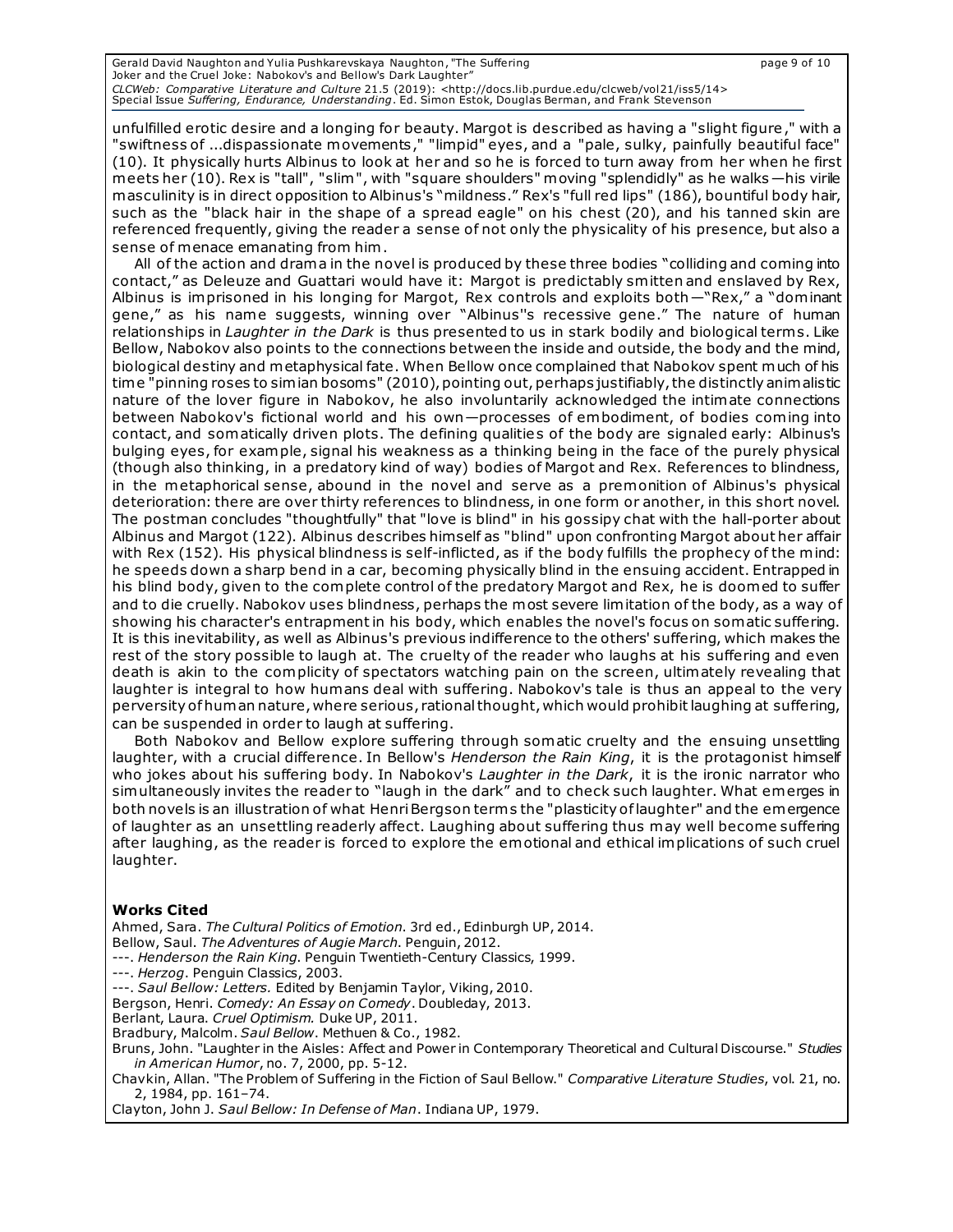unfulfilled erotic desire and a longing for beauty. Margot is described as having a "slight figure," with a "swiftness of ...dispassionate movements," "limpid" eyes, and a "pale, sulky, painfully beautiful face" (10). It physically hurts Albinus to look at her and so he is forced to turn away from her when he first meets her (10). Rex is "tall", "slim", with "square shoulders" moving "splendidly" as he walks—his virile masculinity is in direct opposition to Albinus's "mildness." Rex's "full red lips" (186), bountiful body hair, such as the "black hair in the shape of a spread eagle" on his chest (20), and his tanned skin are referenced frequently, giving the reader a sense of not only the physicality of his presence, but also a sense of menace emanating from him.

All of the action and drama in the novel is produced by these three bodies "colliding and coming into contact," as Deleuze and Guattari would have it: Margot is predictably smitten and enslaved by Rex, Albinus is imprisoned in his longing for Margot, Rex controls and exploits both—"Rex," a "dominant gene," as his name suggests, winning over "Albinus"'s recessive gene." The nature of human relationships in *Laughter in the Dark* is thus presented to us in stark bodily and biological terms. Like Bellow, Nabokov also points to the connections between the inside and outside, the body and the mind, biological destiny and metaphysical fate. When Bellow once complained that Nabokov spent much of his time "pinning roses to simian bosoms" (2010), pointing out, perhaps justifiably, the distinctly animalistic nature of the lover figure in Nabokov, he also involuntarily acknowledged the intimate connections between Nabokov's fictional world and his own—processes of embodiment, of bodies coming into contact, and somatically driven plots. The defining qualities of the body are signaled early: Albinus's bulging eyes, for example, signal his weakness as a thinking being in the face of the purely physical (though also thinking, in a predatory kind of way) bodies of Margot and Rex. References to blindness, in the metaphorical sense, abound in the novel and serve as a premonition of Albinus's physical deterioration: there are over thirty references to blindness, in one form or another, in this short novel. The postman concludes "thoughtfully" that "love is blind" in his gossipy chat with the hall-porter about Albinus and Margot (122). Albinus describes himself as "blind" upon confronting Margot about her affair with Rex (152). His physical blindness is self-inflicted, as if the body fulfills the prophecy of the mind: he speeds down a sharp bend in a car, becoming physically blind in the ensuing accident. Entrapped in his blind body, given to the complete control of the predatory Margot and Rex, he is doomed to suffer and to die cruelly. Nabokov uses blindness, perhaps the most severe limitation of the body, as a way of showing his character's entrapment in his body, which enables the novel's focus on somatic suffering. It is this inevitability, as well as Albinus's previous indifference to the others' suffering, which makes the rest of the story possible to laugh at. The cruelty of the reader who laughs at his suffering and even death is akin to the complicity of spectators watching pain on the screen, ultimately revealing that laughter is integral to how humans deal with suffering. Nabokov's tale is thus an appeal to the very perversity of human nature, where serious, rational thought, which would prohibit laughing at suffering, can be suspended in order to laugh at suffering.

Both Nabokov and Bellow explore suffering through somatic cruelty and the ensuing unsettling laughter, with a crucial difference. In Bellow's *Henderson the Rain King*, it is the protagonist himself who jokes about his suffering body. In Nabokov's *Laughter in the Dark*, it is the ironic narrator who simultaneously invites the reader to "laugh in the dark" and to check such laughter. What emerges in both novels is an illustration of what Henri Bergson terms the "plasticity of laughter" and the emergence of laughter as an unsettling readerly affect. Laughing about suffering thus may well become suffering after laughing, as the reader is forced to explore the emotional and ethical implications of such cruel laughter.

**Works Cited**

Ahmed, Sara. *The Cultural Politics of Emotion*. 3rd ed., Edinburgh UP, 2014.

Bellow, Saul. *The Adventures of Augie March*. Penguin, 2012.

---. *Henderson the Rain King*. Penguin Twentieth-Century Classics, 1999.

---. *Herzog*. Penguin Classics, 2003.

---. *Saul Bellow: Letters.* Edited by Benjamin Taylor, Viking, 2010.

Bergson, Henri. *Comedy: An Essay on Comedy*. Doubleday, 2013.

Berlant, Laura. *Cruel Optimism.* Duke UP, 2011.

Bradbury, Malcolm. *Saul Bellow*. Methuen & Co., 1982.

Bruns, John. "Laughter in the Aisles: Affect and Power in Contemporary Theoretical and Cultural Discourse." *Studies in American Humor*, no. 7, 2000, pp. 5-12.

Chavkin, Allan. "The Problem of Suffering in the Fiction of Saul Bellow." *Comparative Literature Studies*, vol. 21, no. 2, 1984, pp. 161–74.

Clayton, John J. *Saul Bellow: In Defense of Man*. Indiana UP, 1979.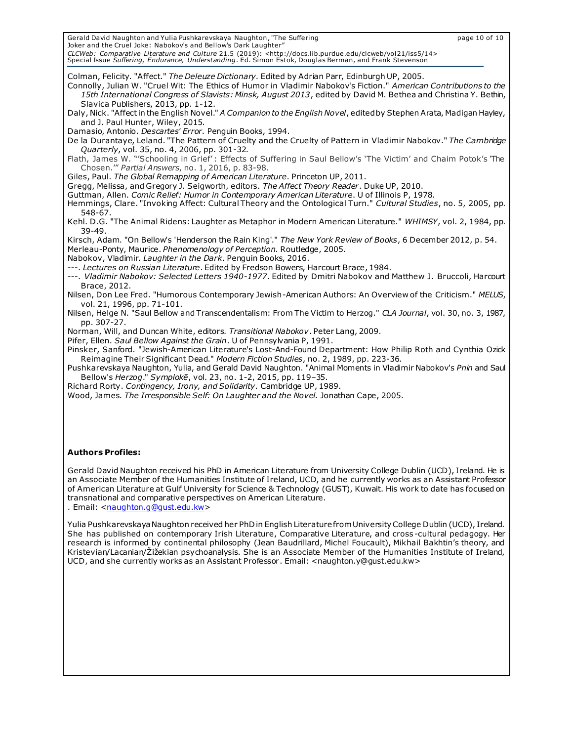Colman, Felicity. "Affect." *The Deleuze Dictionary*. Edited by Adrian Parr, Edinburgh UP, 2005.

Connolly, Julian W. "Cruel Wit: The Ethics of Humor in Vladimir Nabokov's Fiction." *American Contributions to the 15th International Congress of Slavists: Minsk, August 2013*, edited by David M. Bethea and Christina Y. Bethin, Slavica Publishers, 2013, pp. 1-12.

Daly, Nick. "Affect in the English Novel." *A Companion to the English Novel*, edited by Stephen Arata, Madigan Hayley, and J. Paul Hunter, Wiley, 2015.

Damasio, Antonio. *Descartes' Error.* Penguin Books, 1994.

De la Durantaye, Leland. "The Pattern of Cruelty and the Cruelty of Pattern in Vladimir Nabokov." *The Cambridge Quarterly*, vol. 35, no. 4, 2006, pp. 301-32.

Flath, James W. "'Schooling in Grief': Effects of Suffering in Saul Bellow's 'The Victim' and Chaim Potok's 'The Chosen.'" *Partial Answers*, no. 1, 2016, p. 83-98.

Giles, Paul. *The Global Remapping of American Literature*. Princeton UP, 2011.

Gregg, Melissa, and Gregory J. Seigworth, editors. *The Affect Theory Reader*. Duke UP, 2010.

Guttman, Allen. *Comic Relief: Humor in Contemporary American Literature*. U of Illinois P, 1978.

Hemmings, Clare. "Invoking Affect: Cultural Theory and the Ontological Turn." *Cultural Studies*, no. 5, 2005, pp. 548-67.

Kehl. D.G. "The Animal Ridens: Laughter as Metaphor in Modern American Literature." *WHIMSY*, vol. 2, 1984, pp. 39-49.

Kirsch, Adam. "On Bellow's 'Henderson the Rain King'." *The New York Review of Books*, 6 December 2012, p. 54.

Merleau-Ponty, Maurice. *Phenomenology of Perception*. Routledge, 2005.

Nabokov, Vladimir. *Laughter in the Dark*. Penguin Books, 2016.

---. *Lectures on Russian Literature*. Edited by Fredson Bowers, Harcourt Brace, 1984.

---. *Vladimir Nabokov: Selected Letters 1940-1977*. Edited by Dmitri Nabokov and Matthew J. Bruccoli, Harcourt Brace, 2012.

Nilsen, Don Lee Fred. "Humorous Contemporary Jewish-American Authors: An Overview of the Criticism." *MELUS*, vol. 21, 1996, pp. 71-101.

Nilsen, Helge N. "Saul Bellow and Transcendentalism: From The Victim to Herzog." *CLA Journal*, vol. 30, no. 3, 1987, pp. 307-27.

Norman, Will, and Duncan White, editors. *Transitional Nabokov*. Peter Lang, 2009.

Pifer, Ellen. *Saul Bellow Against the Grain*. U of Pennsylvania P, 1991.

Pinsker, Sanford. "Jewish-American Literature's Lost-And-Found Department: How Philip Roth and Cynthia Ozick Reimagine Their Significant Dead." *Modern Fiction Studies*, no. 2, 1989, pp. 223-36.

Pushkarevskaya Naughton, Yulia, and Gerald David Naughton. "Animal Moments in Vladimir Nabokov's *Pnin* and Saul Bellow's *Herzog*." *Symplokē*, vol. 23, no. 1-2, 2015, pp. 119–35.

Richard Rorty. *Contingency, Irony, and Solidarity.* Cambridge UP, 1989.

Wood, James. *The Irresponsible Self: On Laughter and the Novel.* Jonathan Cape, 2005.

**Authors Profiles:**

Gerald David Naughton received his PhD in American Literature from University College Dublin (UCD), Ireland. He is an Associate Member of the Humanities Institute of Ireland, UCD, and he currently works as an Assistant Professor of American Literature at Gulf University for Science & Technology (GUST), Kuwait. His work to date has focused on transnational and comparative perspectives on American Literature.
. Email: <naughton.g@gust.edu.kw>

Yulia Pushkarevskaya Naughton received her PhD in English Literature from University College Dublin (UCD), Ireland. She has published on contemporary Irish Literature, Comparative Literature, and cross-cultural pedagogy. Her research is informed by continental philosophy (Jean Baudrillard, Michel Foucault), Mikhail Bakhtin's theory, and Kristevian/Lacanian/Žižekian psychoanalysis. She is an Associate Member of the Humanities Institute of Ireland, UCD, and she currently works as an Assistant Professor. Email: <naughton.y@gust.edu.kw>